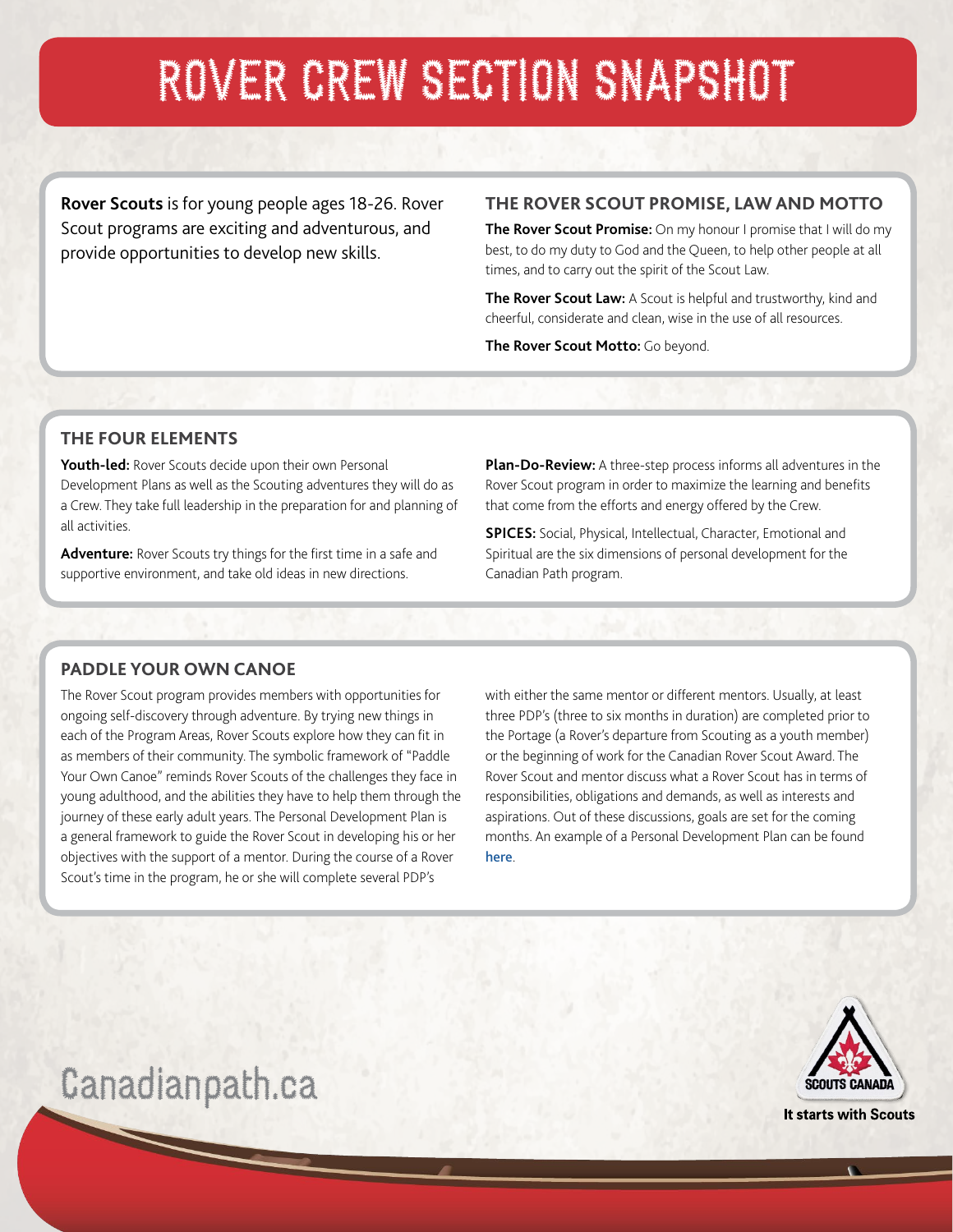# ROVER CREW SECTION SNAPSHOT

**Rover Scouts** is for young people ages 18-26. Rover Scout programs are exciting and adventurous, and provide opportunities to develop new skills.

## THE ROVER SCOUT PROMISE, LAW AND MOTTO

**The Rover Scout Promise:** On my honour I promise that I will do my best, to do my duty to God and the Queen, to help other people at all times, and to carry out the spirit of the Scout Law.

**The Rover Scout Law:** A Scout is helpful and trustworthy, kind and cheerful, considerate and clean, wise in the use of all resources.

**The Rover Scout Motto:** Go beyond.

## THE FOUR ELEMENTS

**Youth-led:** Rover Scouts decide upon their own Personal Development Plans as well as the Scouting adventures they will do as a Crew. They take full leadership in the preparation for and planning of all activities.

**Adventure:** Rover Scouts try things for the first time in a safe and supportive environment, and take old ideas in new directions.

**Plan-Do-Review:** A three-step process informs all adventures in the Rover Scout program in order to maximize the learning and benefits that come from the efforts and energy offered by the Crew.

**SPICES:** Social, Physical, Intellectual, Character, Emotional and Spiritual are the six dimensions of personal development for the Canadian Path program.

## PADDLE YOUR OWN CANOE

The Rover Scout program provides members with opportunities for ongoing self-discovery through adventure. By trying new things in each of the Program Areas, Rover Scouts explore how they can fit in as members of their community. The symbolic framework of "Paddle Your Own Canoe" reminds Rover Scouts of the challenges they face in young adulthood, and the abilities they have to help them through the journey of these early adult years. The Personal Development Plan is a general framework to guide the Rover Scout in developing his or her objectives with the support of a mentor. During the course of a Rover Scout's time in the program, he or she will complete several PDP's with either the same mentor or different mentors. Usually, at least three PDP's (three to six months in duration) are completed prior to the Portage (a Rover's departure from Scouting as a youth member) or the beginning of work for the Canadian Rover Scout Award. The Rover Scout and mentor discuss what a Rover Scout has in terms of responsibilities, obligations and demands, as well as interests and aspirations. Out of these discussions, goals are set for the coming months. An example of a Personal Development Plan can be found here.

Canadianpath.ca

SCOUTS CANADA

It starts with Scouts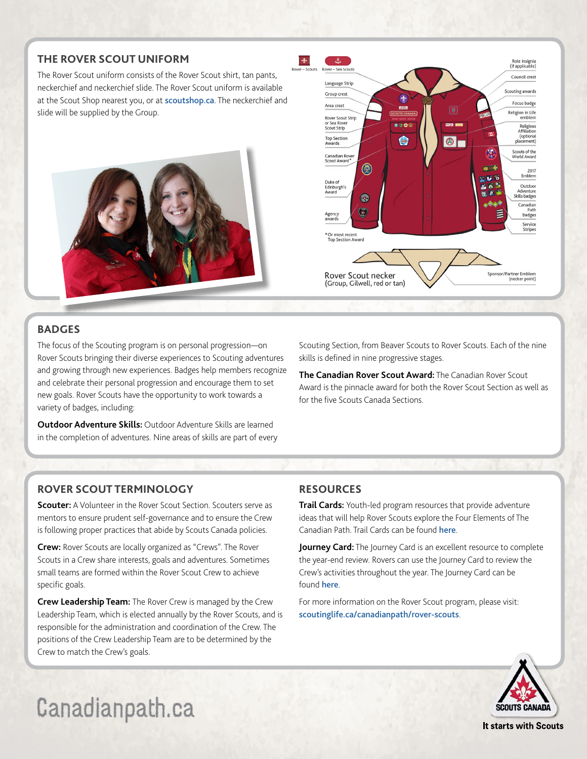## THE ROVER SCOUT UNIFORM

The Rover Scout uniform consists of the Rover Scout shirt, tan pants, neckerchief and neckerchief slide. The Rover Scout uniform is available at the Scout Shop nearest you, or at scoutshop.ca. The neckerchief and slide will be supplied by the Group.

Rover – Scouts
Rover – Sea Scouts
Language Strip
Group crest
Area crest
Rover Scout Strip or Sea Rover Scout Strip
Top Section Awards
Canadian Rover Scout Award*
Duke of Edinburgh's Award
Agency awards
*Or most recent Top Section Award
Role insignia (if applicable)
Council crest
Scouting awards
Focus badge
Religion in Life emblem
Religious Affiliation (optional placement)
Scouts of the World Award
2017 Emblem
Outdoor Adventure Skills badges
Canadian Path badges
Service Stripes
Rover Scout necker (Group, Gilwell, red or tan)
Sponsor/Partner Emblem (necker point)

## BADGES

The focus of the Scouting program is on personal progression—on Rover Scouts bringing their diverse experiences to Scouting adventures and growing through new experiences. Badges help members recognize and celebrate their personal progression and encourage them to set new goals. Rover Scouts have the opportunity to work towards a variety of badges, including:

**Outdoor Adventure Skills:** Outdoor Adventure Skills are learned in the completion of adventures. Nine areas of skills are part of every Scouting Section, from Beaver Scouts to Rover Scouts. Each of the nine skills is defined in nine progressive stages.

**The Canadian Rover Scout Award:** The Canadian Rover Scout Award is the pinnacle award for both the Rover Scout Section as well as for the five Scouts Canada Sections.

## ROVER SCOUT TERMINOLOGY

**Scouter:** A Volunteer in the Rover Scout Section. Scouters serve as mentors to ensure prudent self-governance and to ensure the Crew is following proper practices that abide by Scouts Canada policies.

**Crew:** Rover Scouts are locally organized as "Crews". The Rover Scouts in a Crew share interests, goals and adventures. Sometimes small teams are formed within the Rover Scout Crew to achieve specific goals.

**Crew Leadership Team:** The Rover Crew is managed by the Crew Leadership Team, which is elected annually by the Rover Scouts, and is responsible for the administration and coordination of the Crew. The positions of the Crew Leadership Team are to be determined by the Crew to match the Crew's goals.

## RESOURCES

**Trail Cards:** Youth-led program resources that provide adventure ideas that will help Rover Scouts explore the Four Elements of The Canadian Path. Trail Cards can be found here.

**Journey Card:** The Journey Card is an excellent resource to complete the year-end review. Rovers can use the Journey Card to review the Crew's activities throughout the year. The Journey Card can be found here.

For more information on the Rover Scout program, please visit: scoutinglife.ca/canadianpath/rover-scouts.

Canadianpath.ca

SCOUTS CANADA
It starts with Scouts